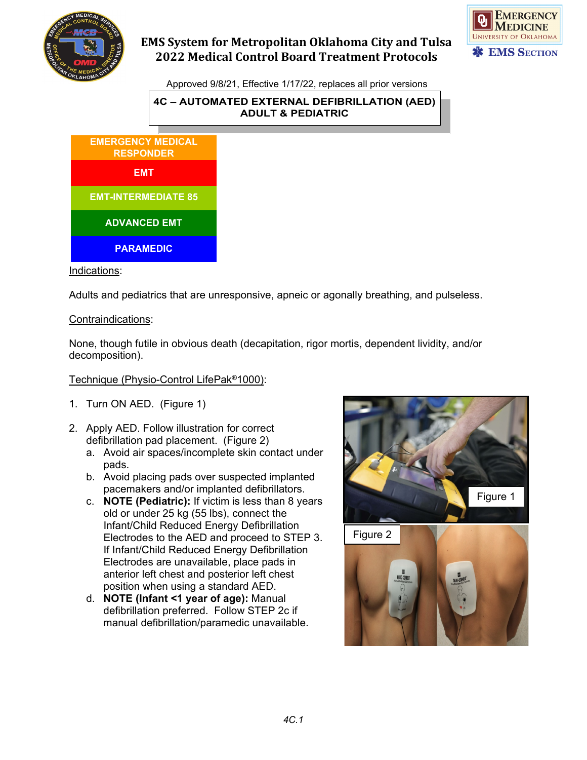# EMS System for Metropolitan Oklahoma City and Tulsa
# 2022 Medical Control Board Treatment Protocols

Approved 9/8/21, Effective 1/17/22, replaces all prior versions

## 4C – AUTOMATED EXTERNAL DEFIBRILLATION (AED) ADULT & PEDIATRIC

- EMERGENCY MEDICAL RESPONDER
- EMT
- EMT-INTERMEDIATE 85
- ADVANCED EMT
- PARAMEDIC

Indications:

Adults and pediatrics that are unresponsive, apneic or agonally breathing, and pulseless.

Contraindications:

None, though futile in obvious death (decapitation, rigor mortis, dependent lividity, and/or decomposition).

Technique (Physio-Control LifePak®1000):

1. Turn ON AED. (Figure 1)
2. Apply AED. Follow illustration for correct defibrillation pad placement. (Figure 2)
   a. Avoid air spaces/incomplete skin contact under pads.
   b. Avoid placing pads over suspected implanted pacemakers and/or implanted defibrillators.
   c. **NOTE (Pediatric):** If victim is less than 8 years old or under 25 kg (55 lbs), connect the Infant/Child Reduced Energy Defibrillation Electrodes to the AED and proceed to STEP 3. If Infant/Child Reduced Energy Defibrillation Electrodes are unavailable, place pads in anterior left chest and posterior left chest position when using a standard AED.
   d. **NOTE (Infant <1 year of age):** Manual defibrillation preferred. Follow STEP 2c if manual defibrillation/paramedic unavailable.

Figure 1

Figure 2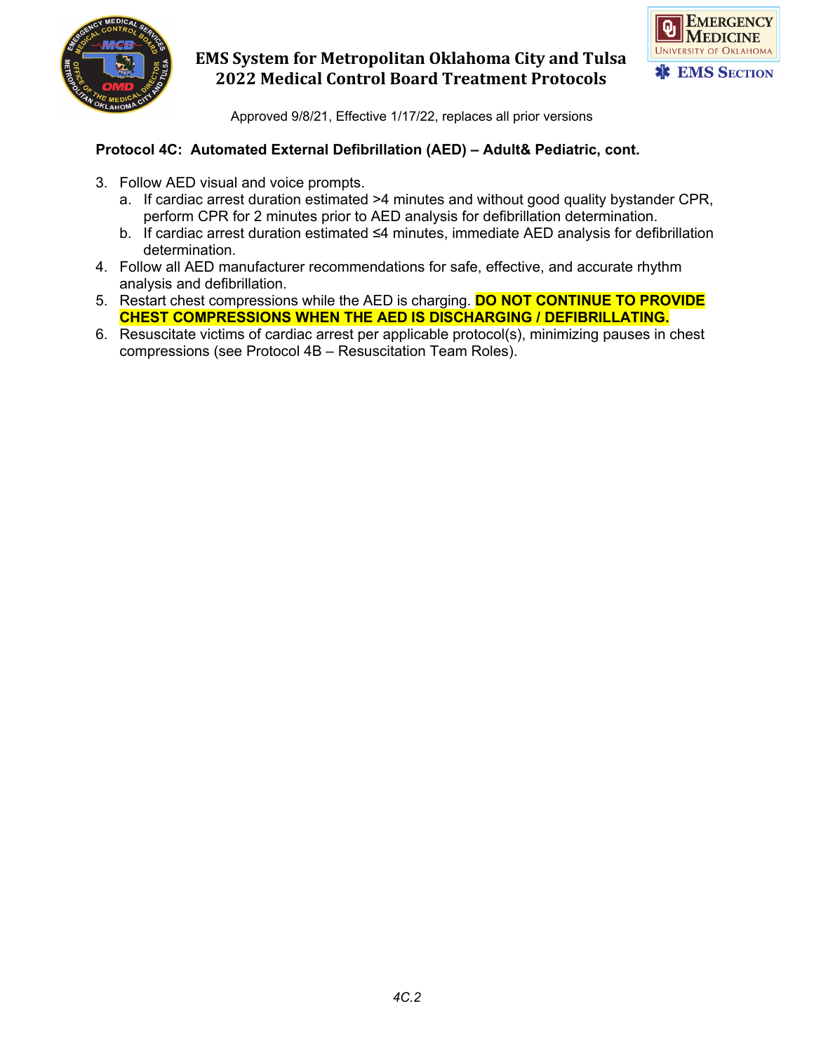## Protocol 4C: Automated External Defibrillation (AED) – Adult& Pediatric, cont.

3. Follow AED visual and voice prompts.
   a. If cardiac arrest duration estimated >4 minutes and without good quality bystander CPR, perform CPR for 2 minutes prior to AED analysis for defibrillation determination.
   b. If cardiac arrest duration estimated ≤4 minutes, immediate AED analysis for defibrillation determination.
4. Follow all AED manufacturer recommendations for safe, effective, and accurate rhythm analysis and defibrillation.
5. Restart chest compressions while the AED is charging. **DO NOT CONTINUE TO PROVIDE CHEST COMPRESSIONS WHEN THE AED IS DISCHARGING / DEFIBRILLATING.**
6. Resuscitate victims of cardiac arrest per applicable protocol(s), minimizing pauses in chest compressions (see Protocol 4B – Resuscitation Team Roles).